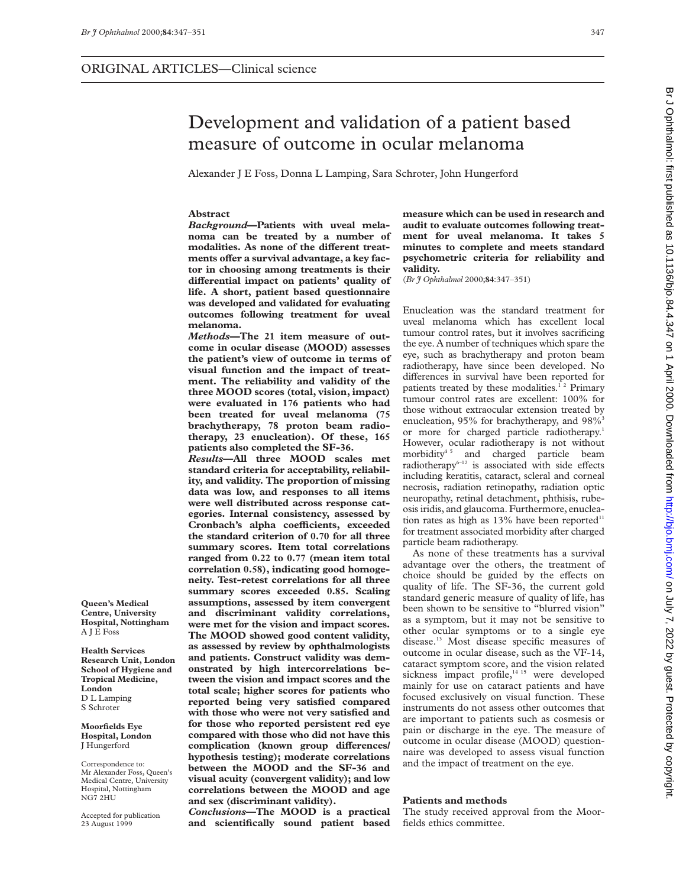ORIGINAL ARTICLES—Clinical science

# Development and validation of a patient based measure of outcome in ocular melanoma

Alexander J E Foss, Donna L Lamping, Sara Schroter, John Hungerford

**Queen's Medical Centre, University Hospital, Nottingham**
A J E Foss

**Health Services Research Unit, London School of Hygiene and Tropical Medicine, London**
D L Lamping
S Schroter

**Moorfields Eye Hospital, London**
J Hungerford

Correspondence to: Mr Alexander Foss, Queen's Medical Centre, University Hospital, Nottingham NG7 2HU

Accepted for publication 23 August 1999

## Abstract

***Background*—Patients with uveal melanoma can be treated by a number of modalities. As none of the different treatments offer a survival advantage, a key factor in choosing among treatments is their differential impact on patients' quality of life. A short, patient based questionnaire was developed and validated for evaluating outcomes following treatment for uveal melanoma.**

***Methods*—The 21 item measure of outcome in ocular disease (MOOD) assesses the patient's view of outcome in terms of visual function and the impact of treatment. The reliability and validity of the three MOOD scores (total, vision, impact) were evaluated in 176 patients who had been treated for uveal melanoma (75 brachytherapy, 78 proton beam radiotherapy, 23 enucleation). Of these, 165 patients also completed the SF-36.**

***Results*—All three MOOD scales met standard criteria for acceptability, reliability, and validity. The proportion of missing data was low, and responses to all items were well distributed across response categories. Internal consistency, assessed by Cronbach's alpha coefficients, exceeded the standard criterion of 0.70 for all three summary scores. Item total correlations ranged from 0.22 to 0.77 (mean item total correlation 0.58), indicating good homogeneity. Test-retest correlations for all three summary scores exceeded 0.85. Scaling assumptions, assessed by item convergent and discriminant validity correlations, were met for the vision and impact scores. The MOOD showed good content validity, as assessed by review by ophthalmologists and patients. Construct validity was demonstrated by high intercorrelations between the vision and impact scores and the total scale; higher scores for patients who reported being very satisfied compared with those who were not very satisfied and for those who reported persistent red eye compared with those who did not have this complication (known group differences/hypothesis testing); moderate correlations between the MOOD and the SF-36 and visual acuity (convergent validity); and low correlations between the MOOD and age and sex (discriminant validity).**

***Conclusions*—The MOOD is a practical and scientifically sound patient based measure which can be used in research and audit to evaluate outcomes following treatment for uveal melanoma. It takes 5 minutes to complete and meets standard psychometric criteria for reliability and validity.**

(*Br J Ophthalmol* 2000;**84**:347–351)

Enucleation was the standard treatment for uveal melanoma which has excellent local tumour control rates, but it involves sacrificing the eye. A number of techniques which spare the eye, such as brachytherapy and proton beam radiotherapy, have since been developed. No differences in survival have been reported for patients treated by these modalities.[1 2] Primary tumour control rates are excellent: 100% for those without extraocular extension treated by enucleation, 95% for brachytherapy, and 98%[3] or more for charged particle radiotherapy.[1] However, ocular radiotherapy is not without morbidity[4 5] and charged particle beam radiotherapy[6–12] is associated with side effects including keratitis, cataract, scleral and corneal necrosis, radiation retinopathy, radiation optic neuropathy, retinal detachment, phthisis, rubeosis iridis, and glaucoma. Furthermore, enucleation rates as high as 13% have been reported[11] for treatment associated morbidity after charged particle beam radiotherapy.

As none of these treatments has a survival advantage over the others, the treatment of choice should be guided by the effects on quality of life. The SF-36, the current gold standard generic measure of quality of life, has been shown to be sensitive to "blurred vision" as a symptom, but it may not be sensitive to other ocular symptoms or to a single eye disease.[13] Most disease specific measures of outcome in ocular disease, such as the VF-14, cataract symptom score, and the vision related sickness impact profile,[14 15] were developed mainly for use on cataract patients and have focused exclusively on visual function. These instruments do not assess other outcomes that are important to patients such as cosmesis or pain or discharge in the eye. The measure of outcome in ocular disease (MOOD) questionnaire was developed to assess visual function and the impact of treatment on the eye.

## Patients and methods

The study received approval from the Moorfields ethics committee.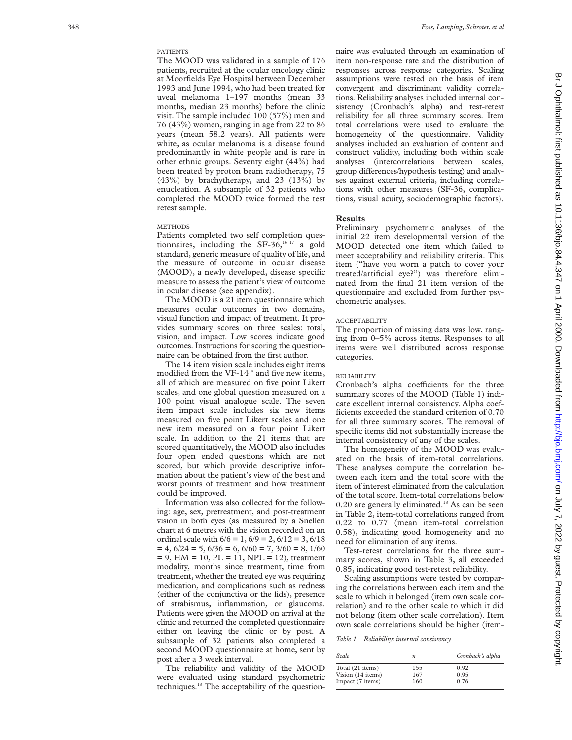### PATIENTS

The MOOD was validated in a sample of 176 patients, recruited at the ocular oncology clinic at Moorfields Eye Hospital between December 1993 and June 1994, who had been treated for uveal melanoma 1–197 months (mean 33 months, median 23 months) before the clinic visit. The sample included 100 (57%) men and 76 (43%) women, ranging in age from 22 to 86 years (mean 58.2 years). All patients were white, as ocular melanoma is a disease found predominantly in white people and is rare in other ethnic groups. Seventy eight (44%) had been treated by proton beam radiotherapy, 75 (43%) by brachytherapy, and 23 (13%) by enucleation. A subsample of 32 patients who completed the MOOD twice formed the test retest sample.

### METHODS

Patients completed two self completion questionnaires, including the SF-36,[16 17] a gold standard, generic measure of quality of life, and the measure of outcome in ocular disease (MOOD), a newly developed, disease specific measure to assess the patient's view of outcome in ocular disease (see appendix).

The MOOD is a 21 item questionnaire which measures ocular outcomes in two domains, visual function and impact of treatment. It provides summary scores on three scales: total, vision, and impact. Low scores indicate good outcomes. Instructions for scoring the questionnaire can be obtained from the first author.

The 14 item vision scale includes eight items modified from the VF-14[14] and five new items, all of which are measured on five point Likert scales, and one global question measured on a 100 point visual analogue scale. The seven item impact scale includes six new items measured on five point Likert scales and one new item measured on a four point Likert scale. In addition to the 21 items that are scored quantitatively, the MOOD also includes four open ended questions which are not scored, but which provide descriptive information about the patient's view of the best and worst points of treatment and how treatment could be improved.

Information was also collected for the following: age, sex, pretreatment, and post-treatment vision in both eyes (as measured by a Snellen chart at 6 metres with the vision recorded on an ordinal scale with 6/6 = 1, 6/9 = 2, 6/12 = 3, 6/18 = 4, 6/24 = 5, 6/36 = 6, 6/60 = 7, 3/60 = 8, 1/60 = 9, HM = 10, PL = 11, NPL = 12), treatment modality, months since treatment, time from treatment, whether the treated eye was requiring medication, and complications such as redness (either of the conjunctiva or the lids), presence of strabismus, inflammation, or glaucoma. Patients were given the MOOD on arrival at the clinic and returned the completed questionnaire either on leaving the clinic or by post. A subsample of 32 patients also completed a second MOOD questionnaire at home, sent by post after a 3 week interval.

The reliability and validity of the MOOD were evaluated using standard psychometric techniques.[18] The acceptability of the questionnaire was evaluated through an examination of item non-response rate and the distribution of responses across response categories. Scaling assumptions were tested on the basis of item convergent and discriminant validity correlations. Reliability analyses included internal consistency (Cronbach's alpha) and test-retest reliability for all three summary scores. Item total correlations were used to evaluate the homogeneity of the questionnaire. Validity analyses included an evaluation of content and construct validity, including both within scale analyses (intercorrelations between scales, group differences/hypothesis testing) and analyses against external criteria, including correlations with other measures (SF-36, complications, visual acuity, sociodemographic factors).

## Results

Preliminary psychometric analyses of the initial 22 item developmental version of the MOOD detected one item which failed to meet acceptability and reliability criteria. This item ("have you worn a patch to cover your treated/artificial eye?") was therefore eliminated from the final 21 item version of the questionnaire and excluded from further psychometric analyses.

### ACCEPTABILITY

The proportion of missing data was low, ranging from 0–5% across items. Responses to all items were well distributed across response categories.

### RELIABILITY

Cronbach's alpha coefficients for the three summary scores of the MOOD (Table 1) indicate excellent internal consistency. Alpha coefficients exceeded the standard criterion of 0.70 for all three summary scores. The removal of specific items did not substantially increase the internal consistency of any of the scales.

The homogeneity of the MOOD was evaluated on the basis of item-total correlations. These analyses compute the correlation between each item and the total score with the item of interest eliminated from the calculation of the total score. Item-total correlations below 0.20 are generally eliminated.[18] As can be seen in Table 2, item-total correlations ranged from 0.22 to 0.77 (mean item-total correlation 0.58), indicating good homogeneity and no need for elimination of any items.

Test-retest correlations for the three summary scores, shown in Table 3, all exceeded 0.85, indicating good test-retest reliability.

Scaling assumptions were tested by comparing the correlations between each item and the scale to which it belonged (item own scale correlation) and to the other scale to which it did not belong (item other scale correlation). Item own scale correlations should be higher (item-

*Table 1 Reliability: internal consistency*

| Scale | n | Cronbach's alpha |
|---|---|---|
| Total (21 items) | 155 | 0.92 |
| Vision (14 items) | 167 | 0.95 |
| Impact (7 items) | 160 | 0.76 |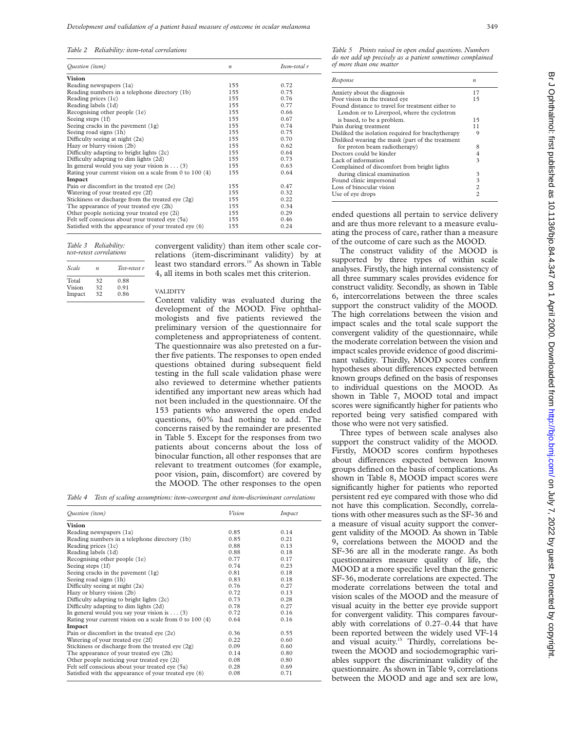*Table 2 Reliability: item-total correlations*

| Question (item) | n | Item-total r |
|---|---|---|
| **Vision** | | |
| Reading newspapers (1a) | 155 | 0.72 |
| Reading numbers in a telephone directory (1b) | 155 | 0.75 |
| Reading prices (1c) | 155 | 0.76 |
| Reading labels (1d) | 155 | 0.77 |
| Recognising other people (1e) | 155 | 0.66 |
| Seeing steps (1f) | 155 | 0.67 |
| Seeing cracks in the pavement (1g) | 155 | 0.74 |
| Seeing road signs (1h) | 155 | 0.75 |
| Difficulty seeing at night (2a) | 155 | 0.70 |
| Hazy or blurry vision (2b) | 155 | 0.62 |
| Difficulty adapting to bright lights (2c) | 155 | 0.64 |
| Difficulty adapting to dim lights (2d) | 155 | 0.73 |
| In general would you say your vision is . . . (3) | 155 | 0.63 |
| Rating your current vision on a scale from 0 to 100 (4) | 155 | 0.64 |
| **Impact** | | |
| Pain or discomfort in the treated eye (2e) | 155 | 0.47 |
| Watering of your treated eye (2f) | 155 | 0.32 |
| Stickiness or discharge from the treated eye (2g) | 155 | 0.22 |
| The appearance of your treated eye (2h) | 155 | 0.34 |
| Other people noticing your treated eye (2i) | 155 | 0.29 |
| Felt self conscious about your treated eye (5a) | 155 | 0.46 |
| Satisfied with the appearance of your treated eye (6) | 155 | 0.24 |

*Table 3 Reliability: test-retest correlations*

| Scale | n | Test-retest r |
|---|---|---|
| Total | 32 | 0.88 |
| Vision | 32 | 0.91 |
| Impact | 32 | 0.86 |

convergent validity) than item other scale correlations (item-discriminant validity) by at least two standard errors.[19] As shown in Table 4, all items in both scales met this criterion.

VALIDITY

Content validity was evaluated during the development of the MOOD. Five ophthalmologists and five patients reviewed the preliminary version of the questionnaire for completeness and appropriateness of content. The questionnaire was also pretested on a further five patients. The responses to open ended questions obtained during subsequent field testing in the full scale validation phase were also reviewed to determine whether patients identified any important new areas which had not been included in the questionnaire. Of the 153 patients who answered the open ended questions, 60% had nothing to add. The concerns raised by the remainder are presented in Table 5. Except for the responses from two patients about concerns about the loss of binocular function, all other responses that are relevant to treatment outcomes (for example, poor vision, pain, discomfort) are covered by the MOOD. The other responses to the open ended questions all pertain to service delivery and are thus more relevant to a measure evaluating the process of care, rather than a measure of the outcome of care such as the MOOD.

*Table 4 Tests of scaling assumptions: item-convergent and item-discriminant correlations*

| Question (item) | Vision | Impact |
|---|---|---|
| **Vision** | | |
| Reading newspapers (1a) | 0.85 | 0.14 |
| Reading numbers in a telephone directory (1b) | 0.85 | 0.21 |
| Reading prices (1c) | 0.88 | 0.13 |
| Reading labels (1d) | 0.88 | 0.18 |
| Recognising other people (1e) | 0.77 | 0.17 |
| Seeing steps (1f) | 0.74 | 0.23 |
| Seeing cracks in the pavement (1g) | 0.81 | 0.18 |
| Seeing road signs (1h) | 0.83 | 0.18 |
| Difficulty seeing at night (2a) | 0.76 | 0.27 |
| Hazy or blurry vision (2b) | 0.72 | 0.13 |
| Difficulty adapting to bright lights (2c) | 0.73 | 0.28 |
| Difficulty adapting to dim lights (2d) | 0.78 | 0.27 |
| In general would you say your vision is . . . (3) | 0.72 | 0.16 |
| Rating your current vision on a scale from 0 to 100 (4) | 0.64 | 0.16 |
| **Impact** | | |
| Pain or discomfort in the treated eye (2e) | 0.36 | 0.55 |
| Watering of your treated eye (2f) | 0.22 | 0.60 |
| Stickiness or discharge from the treated eye (2g) | 0.09 | 0.60 |
| The appearance of your treated eye (2h) | 0.14 | 0.80 |
| Other people noticing your treated eye (2i) | 0.08 | 0.80 |
| Felt self conscious about your treated eye (5a) | 0.28 | 0.69 |
| Satisfied with the appearance of your treated eye (6) | 0.08 | 0.71 |

*Table 5 Points raised in open ended questions. Numbers do not add up precisely as a patient sometimes complained of more than one matter*

| Response | n |
|---|---|
| Anxiety about the diagnosis | 17 |
| Poor vision in the treated eye | 15 |
| Found distance to travel for treatment either to London or to Liverpool, where the cyclotron is based, to be a problem. | 15 |
| Pain during treatment | 11 |
| Disliked the isolation required for brachytherapy | 9 |
| Disliked wearing the mask (part of the treatment for proton beam radiotherapy) | 8 |
| Doctors could be kinder | 4 |
| Lack of information | 3 |
| Complained of discomfort from bright lights during clinical examination | 3 |
| Found clinic impersonal | 3 |
| Loss of binocular vision | 2 |
| Use of eye drops | 2 |

The construct validity of the MOOD is supported by three types of within scale analyses. Firstly, the high internal consistency of all three summary scales provides evidence for construct validity. Secondly, as shown in Table 6, intercorrelations between the three scales support the construct validity of the MOOD. The high correlations between the vision and impact scales and the total scale support the convergent validity of the questionnaire, while the moderate correlation between the vision and impact scales provide evidence of good discriminant validity. Thirdly, MOOD scores confirm hypotheses about differences expected between known groups defined on the basis of responses to individual questions on the MOOD. As shown in Table 7, MOOD total and impact scores were significantly higher for patients who reported being very satisfied compared with those who were not very satisfied.

Three types of between scale analyses also support the construct validity of the MOOD. Firstly, MOOD scores confirm hypotheses about differences expected between known groups defined on the basis of complications. As shown in Table 8, MOOD impact scores were significantly higher for patients who reported persistent red eye compared with those who did not have this complication. Secondly, correlations with other measures such as the SF-36 and a measure of visual acuity support the convergent validity of the MOOD. As shown in Table 9, correlations between the MOOD and the SF-36 are all in the moderate range. As both questionnaires measure quality of life, the MOOD at a more specific level than the generic SF-36, moderate correlations are expected. The moderate correlations between the total and vision scales of the MOOD and the measure of visual acuity in the better eye provide support for convergent validity. This compares favourably with correlations of 0.27–0.44 that have been reported between the widely used VF-14 and visual acuity.[15] Thirdly, correlations between the MOOD and sociodemographic variables support the discriminant validity of the questionnaire. As shown in Table 9, correlations between the MOOD and age and sex are low,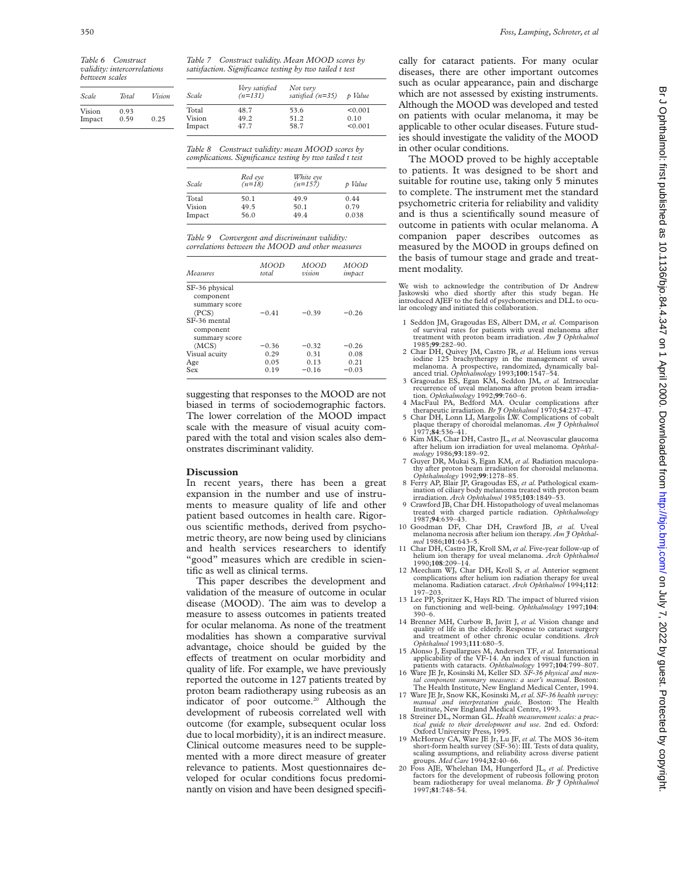*Table 6 Construct validity: intercorrelations between scales*

| Scale | Total | Vision |
|---|---|---|
| Vision | 0.93 | |
| Impact | 0.59 | 0.25 |

*Table 7 Construct validity. Mean MOOD scores by satisfaction. Significance testing by two tailed t test*

| Scale | Very satisfied (n=131) | Not very satisfied (n=35) | p Value |
|---|---|---|---|
| Total | 48.7 | 53.6 | <0.001 |
| Vision | 49.2 | 51.2 | 0.10 |
| Impact | 47.7 | 58.7 | <0.001 |

*Table 8 Construct validity: mean MOOD scores by complications. Significance testing by two tailed t test*

| Scale | Red eye (n=18) | White eye (n=157) | p Value |
|---|---|---|---|
| Total | 50.1 | 49.9 | 0.44 |
| Vision | 49.5 | 50.1 | 0.79 |
| Impact | 56.0 | 49.4 | 0.038 |

*Table 9 Convergent and discriminant validity: correlations between the MOOD and other measures*

| Measures | MOOD total | MOOD vision | MOOD impact |
|---|---|---|---|
| SF-36 physical component summary score (PCS) | −0.41 | −0.39 | −0.26 |
| SF-36 mental component summary score (MCS) | −0.36 | −0.32 | −0.26 |
| Visual acuity | 0.29 | 0.31 | 0.08 |
| Age | 0.05 | 0.13 | 0.21 |
| Sex | 0.19 | −0.16 | −0.03 |

suggesting that responses to the MOOD are not biased in terms of sociodemographic factors. The lower correlation of the MOOD impact scale with the measure of visual acuity compared with the total and vision scales also demonstrates discriminant validity.

## Discussion

In recent years, there has been a great expansion in the number and use of instruments to measure quality of life and other patient based outcomes in health care. Rigorous scientific methods, derived from psychometric theory, are now being used by clinicians and health services researchers to identify "good" measures which are credible in scientific as well as clinical terms.

This paper describes the development and validation of the measure of outcome in ocular disease (MOOD). The aim was to develop a measure to assess outcomes in patients treated for ocular melanoma. As none of the treatment modalities has shown a comparative survival advantage, choice should be guided by the effects of treatment on ocular morbidity and quality of life. For example, we have previously reported the outcome in 127 patients treated by proton beam radiotherapy using rubeosis as an indicator of poor outcome.[20] Although the development of rubeosis correlated well with outcome (for example, subsequent ocular loss due to local morbidity), it is an indirect measure. Clinical outcome measures need to be supplemented with a more direct measure of greater relevance to patients. Most questionnaires developed for ocular conditions focus predominantly on vision and have been designed specifically for cataract patients. For many ocular diseases, there are other important outcomes such as ocular appearance, pain and discharge which are not assessed by existing instruments. Although the MOOD was developed and tested on patients with ocular melanoma, it may be applicable to other ocular diseases. Future studies should investigate the validity of the MOOD in other ocular conditions.

The MOOD proved to be highly acceptable to patients. It was designed to be short and suitable for routine use, taking only 5 minutes to complete. The instrument met the standard psychometric criteria for reliability and validity and is thus a scientifically sound measure of outcome in patients with ocular melanoma. A companion paper describes outcomes as measured by the MOOD in groups defined on the basis of tumour stage and grade and treatment modality.

We wish to acknowledge the contribution of Dr Andrew Jaskowski who died shortly after this study began. He introduced AJEF to the field of psychometrics and DLL to ocular oncology and initiated this collaboration.

1. Seddon JM, Gragoudas ES, Albert DM, *et al.* Comparison of survival rates for patients with uveal melanoma after treatment with proton beam irradiation. *Am J Ophthalmol* 1985;**99**:282–90.
2. Char DH, Quivey JM, Castro JR, *et al.* Helium ions versus iodine 125 brachytherapy in the management of uveal melanoma. A prospective, randomized, dynamically balanced trial. *Ophthalmology* 1993;**100**:1547–54.
3. Gragoudas ES, Egan KM, Seddon JM, *et al.* Intraocular recurrence of uveal melanoma after proton beam irradiation. *Ophthalmology* 1992;**99**:760–6.
4. MacFaul PA, Bedford MA. Ocular complications after therapeutic irradiation. *Br J Ophthalmol* 1970;**54**:237–47.
5. Char DH, Lonn LI, Margolis LW. Complications of cobalt plaque therapy of choroidal melanomas. *Am J Ophthalmol* 1977;**84**:536–41.
6. Kim MK, Char DH, Castro JL, *et al.* Neovascular glaucoma after helium ion irradiation for uveal melanoma. *Ophthalmology* 1986;**93**:189–92.
7. Guyer DR, Mukai S, Egan KM, *et al.* Radiation maculopathy after proton beam irradiation for choroidal melanoma. *Ophthalmology* 1992;**99**:1278–85.
8. Ferry AP, Blair JP, Gragoudas ES, *et al.* Pathological examination of ciliary body melanoma treated with proton beam irradiation. *Arch Ophthalmol* 1985;**103**:1849–53.
9. Crawford JB, Char DH. Histopathology of uveal melanomas treated with charged particle radiation. *Ophthalmology* 1987;**94**:639–43.
10. Goodman DF, Char DH, Crawford JB, *et al.* Uveal melanoma necrosis after helium ion therapy. *Am J Ophthalmol* 1986;**101**:643–5.
11. Char DH, Castro JR, Kroll SM, *et al.* Five-year follow-up of helium ion therapy for uveal melanoma. *Arch Ophthalmol* 1990;**108**:209–14.
12. Meecham WJ, Char DH, Kroll S, *et al.* Anterior segment complications after helium ion radiation therapy for uveal melanoma. Radiation cataract. *Arch Ophthalmol* 1994;**112**:197–203.
13. Lee PP, Spritzer K, Hays RD. The impact of blurred vision on functioning and well-being. *Ophthalmology* 1997;**104**:390–6.
14. Brenner MH, Curbow B, Javitt J, *et al.* Vision change and quality of life in the elderly. Response to cataract surgery and treatment of other chronic ocular conditions. *Arch Ophthalmol* 1993;**111**:680–5.
15. Alonso J, Espallargues M, Andersen TF, *et al.* International applicability of the VF-14. An index of visual function in patients with cataracts. *Ophthalmology* 1997;**104**:799–807.
16. Ware JE Jr, Kosinski M, Keller SD. *SF-36 physical and mental component summary measures: a user's manual.* Boston: The Health Institute, New England Medical Center, 1994.
17. Ware JE Jr, Snow KK, Kosinski M, *et al. SF-36 health survey: manual and interpretation guide.* Boston: The Health Institute, New England Medical Centre, 1993.
18. Streiner DL, Norman GL. *Health measurement scales: a practical guide to their development and use.* 2nd ed. Oxford: Oxford University Press, 1995.
19. McHorney CA, Ware JE Jr, Lu JF, *et al.* The MOS 36-item short-form health survey (SF-36): III. Tests of data quality, scaling assumptions, and reliability across diverse patient groups. *Med Care* 1994;**32**:40–66.
20. Foss AJE, Whelehan IM, Hungerford JL, *et al.* Predictive factors for the development of rubeosis following proton beam radiotherapy for uveal melanoma. *Br J Ophthalmol* 1997;**81**:748–54.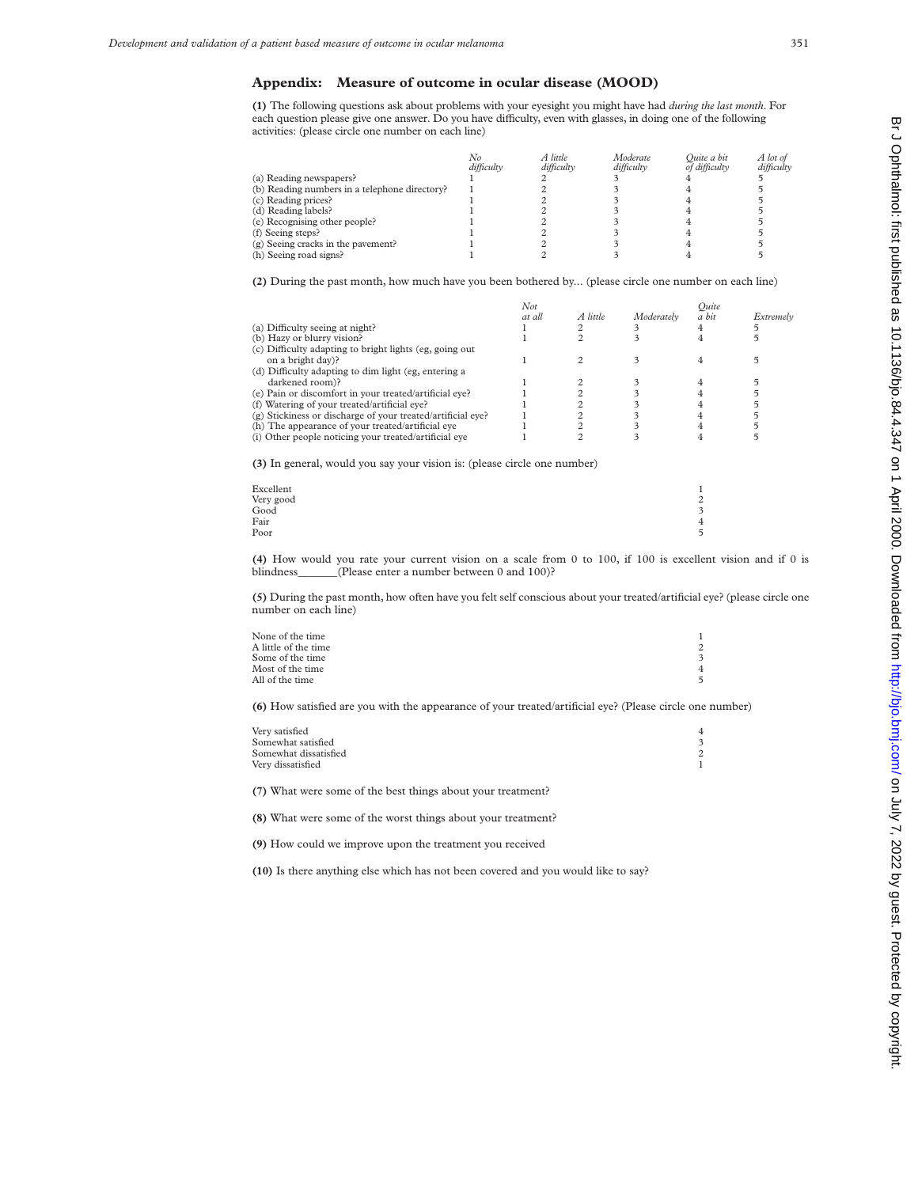## Appendix: Measure of outcome in ocular disease (MOOD)

**(1)** The following questions ask about problems with your eyesight you might have had *during the last month*. For each question please give one answer. Do you have difficulty, even with glasses, in doing one of the following activities: (please circle one number on each line)

| | *No difficulty* | *A little difficulty* | *Moderate difficulty* | *Quite a bit of difficulty* | *A lot of difficulty* |
|---|---|---|---|---|---|
| (a) Reading newspapers? | 1 | 2 | 3 | 4 | 5 |
| (b) Reading numbers in a telephone directory? | 1 | 2 | 3 | 4 | 5 |
| (c) Reading prices? | 1 | 2 | 3 | 4 | 5 |
| (d) Reading labels? | 1 | 2 | 3 | 4 | 5 |
| (e) Recognising other people? | 1 | 2 | 3 | 4 | 5 |
| (f) Seeing steps? | 1 | 2 | 3 | 4 | 5 |
| (g) Seeing cracks in the pavement? | 1 | 2 | 3 | 4 | 5 |
| (h) Seeing road signs? | 1 | 2 | 3 | 4 | 5 |

**(2)** During the past month, how much have you been bothered by... (please circle one number on each line)

| | *Not at all* | *A little* | *Moderately* | *Quite a bit* | *Extremely* |
|---|---|---|---|---|---|
| (a) Difficulty seeing at night? | 1 | 2 | 3 | 4 | 5 |
| (b) Hazy or blurry vision? | 1 | 2 | 3 | 4 | 5 |
| (c) Difficulty adapting to bright lights (eg, going out on a bright day)? | 1 | 2 | 3 | 4 | 5 |
| (d) Difficulty adapting to dim light (eg, entering a darkened room)? | 1 | 2 | 3 | 4 | 5 |
| (e) Pain or discomfort in your treated/artificial eye? | 1 | 2 | 3 | 4 | 5 |
| (f) Watering of your treated/artificial eye? | 1 | 2 | 3 | 4 | 5 |
| (g) Stickiness or discharge of your treated/artificial eye? | 1 | 2 | 3 | 4 | 5 |
| (h) The appearance of your treated/artificial eye | 1 | 2 | 3 | 4 | 5 |
| (i) Other people noticing your treated/artificial eye | 1 | 2 | 3 | 4 | 5 |

**(3)** In general, would you say your vision is: (please circle one number)

| | |
|---|---|
| Excellent | 1 |
| Very good | 2 |
| Good | 3 |
| Fair | 4 |
| Poor | 5 |

**(4)** How would you rate your current vision on a scale from 0 to 100, if 100 is excellent vision and if 0 is blindness______(Please enter a number between 0 and 100)?

**(5)** During the past month, how often have you felt self conscious about your treated/artificial eye? (please circle one number on each line)

| | |
|---|---|
| None of the time | 1 |
| A little of the time | 2 |
| Some of the time | 3 |
| Most of the time | 4 |
| All of the time | 5 |

**(6)** How satisfied are you with the appearance of your treated/artificial eye? (Please circle one number)

| | |
|---|---|
| Very satisfied | 4 |
| Somewhat satisfied | 3 |
| Somewhat dissatisfied | 2 |
| Very dissatisfied | 1 |

**(7)** What were some of the best things about your treatment?

**(8)** What were some of the worst things about your treatment?

**(9)** How could we improve upon the treatment you received

**(10)** Is there anything else which has not been covered and you would like to say?